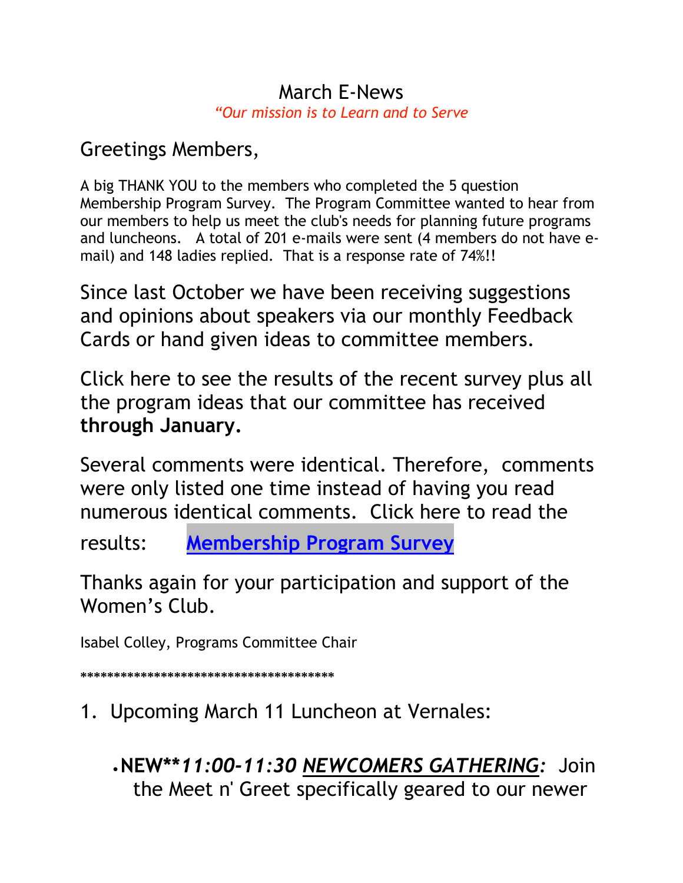# March E-News

*"Our mission is to Learn and to Serve*

Greetings Members,

A big THANK YOU to the members who completed the 5 question Membership Program Survey. The Program Committee wanted to hear from our members to help us meet the club's needs for planning future programs and luncheons. A total of 201 e-mails were sent (4 members do not have e-mail) and 148 ladies replied. That is a response rate of 74%!!

Since last October we have been receiving suggestions and opinions about speakers via our monthly Feedback Cards or hand given ideas to committee members.

Click here to see the results of the recent survey plus all the program ideas that our committee has received **through January.**

Several comments were identical. Therefore, comments were only listed one time instead of having you read numerous identical comments. Click here to read the results: **Membership Program Survey**

Thanks again for your participation and support of the Women's Club.

Isabel Colley, Programs Committee Chair

**************************************

1. Upcoming March 11 Luncheon at Vernales:

- **NEW*****11:00-11:30** ***NEWCOMERS GATHERING:*** Join the Meet n' Greet specifically geared to our newer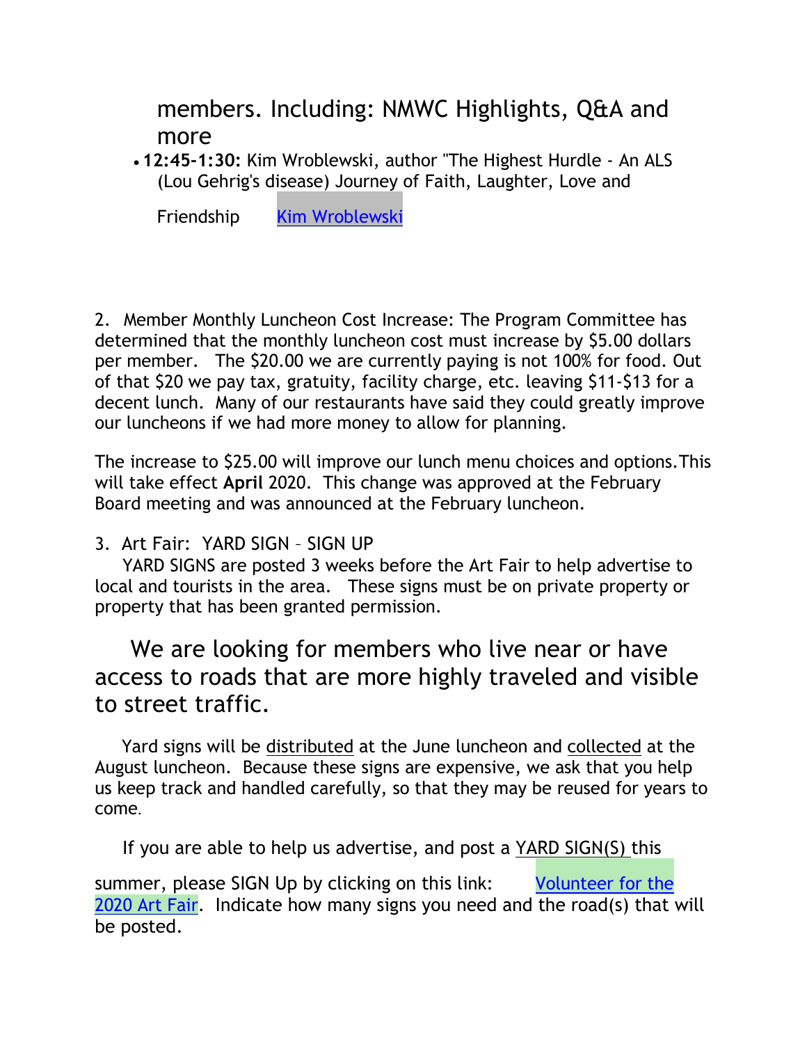members. Including: NMWC Highlights, Q&A and more

- **12:45-1:30:** Kim Wroblewski, author "The Highest Hurdle - An ALS (Lou Gehrig's disease) Journey of Faith, Laughter, Love and Friendship  Kim Wroblewski

2. Member Monthly Luncheon Cost Increase: The Program Committee has determined that the monthly luncheon cost must increase by $5.00 dollars per member. The $20.00 we are currently paying is not 100% for food. Out of that $20 we pay tax, gratuity, facility charge, etc. leaving $11-$13 for a decent lunch. Many of our restaurants have said they could greatly improve our luncheons if we had more money to allow for planning.

The increase to $25.00 will improve our lunch menu choices and options. This will take effect **April** 2020. This change was approved at the February Board meeting and was announced at the February luncheon.

3. Art Fair: YARD SIGN – SIGN UP

YARD SIGNS are posted 3 weeks before the Art Fair to help advertise to local and tourists in the area. These signs must be on private property or property that has been granted permission.

We are looking for members who live near or have access to roads that are more highly traveled and visible to street traffic.

Yard signs will be distributed at the June luncheon and collected at the August luncheon. Because these signs are expensive, we ask that you help us keep track and handled carefully, so that they may be reused for years to come.

If you are able to help us advertise, and post a YARD SIGN(S) this summer, please SIGN Up by clicking on this link: Volunteer for the 2020 Art Fair. Indicate how many signs you need and the road(s) that will be posted.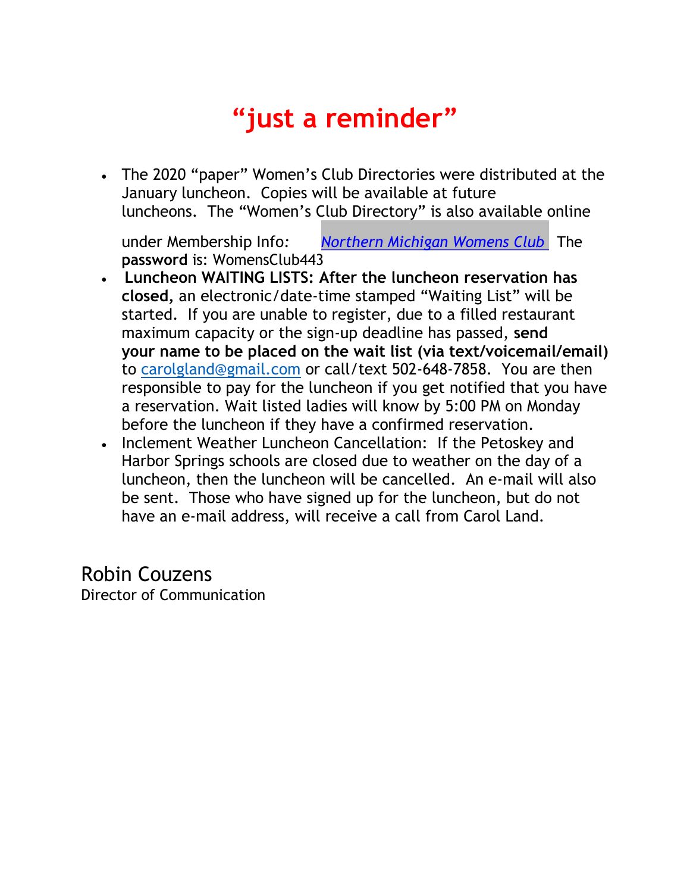# “just a reminder”

- The 2020 “paper” Women’s Club Directories were distributed at the January luncheon. Copies will be available at future luncheons. The “Women’s Club Directory” is also available online under Membership Info: *Northern Michigan Womens Club* The **password** is: WomensClub443
- **Luncheon WAITING LISTS: After the luncheon reservation has closed,** an electronic/date-time stamped “Waiting List” will be started. If you are unable to register, due to a filled restaurant maximum capacity or the sign-up deadline has passed, **send your name to be placed on the wait list (via text/voicemail/email)** to carolgland@gmail.com or call/text 502-648-7858. You are then responsible to pay for the luncheon if you get notified that you have a reservation. Wait listed ladies will know by 5:00 PM on Monday before the luncheon if they have a confirmed reservation.
- Inclement Weather Luncheon Cancellation: If the Petoskey and Harbor Springs schools are closed due to weather on the day of a luncheon, then the luncheon will be cancelled. An e-mail will also be sent. Those who have signed up for the luncheon, but do not have an e-mail address, will receive a call from Carol Land.

Robin Couzens
Director of Communication